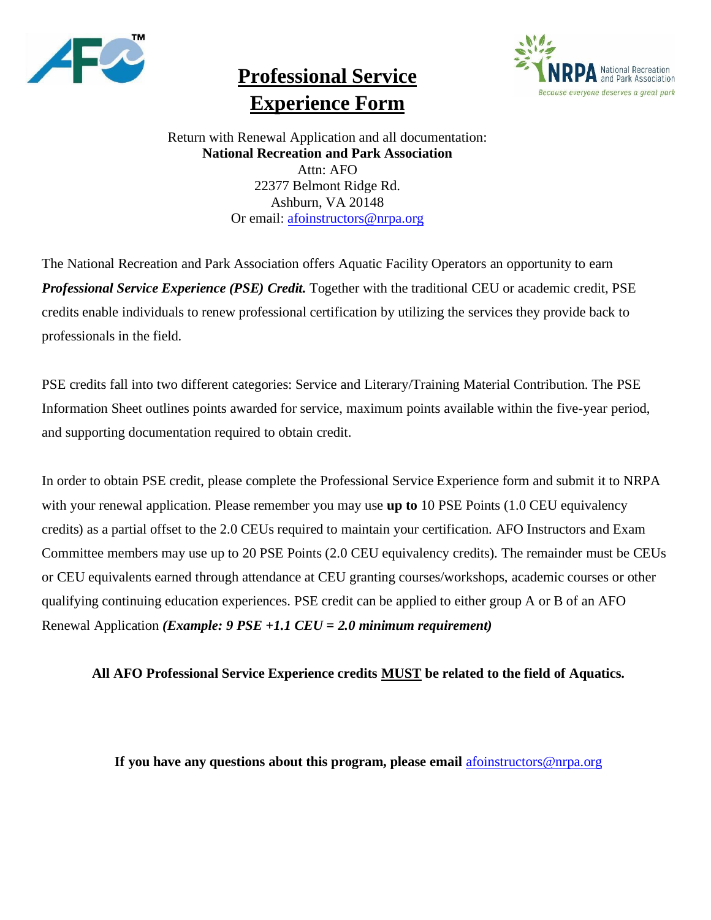# Professional Service Experience Form

Return with Renewal Application and all documentation:
**National Recreation and Park Association**
Attn: AFO
22377 Belmont Ridge Rd.
Ashburn, VA 20148
Or email: afoinstructors@nrpa.org

The National Recreation and Park Association offers Aquatic Facility Operators an opportunity to earn ***Professional Service Experience (PSE) Credit.*** Together with the traditional CEU or academic credit, PSE credits enable individuals to renew professional certification by utilizing the services they provide back to professionals in the field.

PSE credits fall into two different categories: Service and Literary/Training Material Contribution. The PSE Information Sheet outlines points awarded for service, maximum points available within the five-year period, and supporting documentation required to obtain credit.

In order to obtain PSE credit, please complete the Professional Service Experience form and submit it to NRPA with your renewal application. Please remember you may use **up to** 10 PSE Points (1.0 CEU equivalency credits) as a partial offset to the 2.0 CEUs required to maintain your certification. AFO Instructors and Exam Committee members may use up to 20 PSE Points (2.0 CEU equivalency credits). The remainder must be CEUs or CEU equivalents earned through attendance at CEU granting courses/workshops, academic courses or other qualifying continuing education experiences. PSE credit can be applied to either group A or B of an AFO Renewal Application ***(Example: 9 PSE +1.1 CEU = 2.0 minimum requirement)***

**All AFO Professional Service Experience credits <u>MUST</u> be related to the field of Aquatics.**

**If you have any questions about this program, please email** afoinstructors@nrpa.org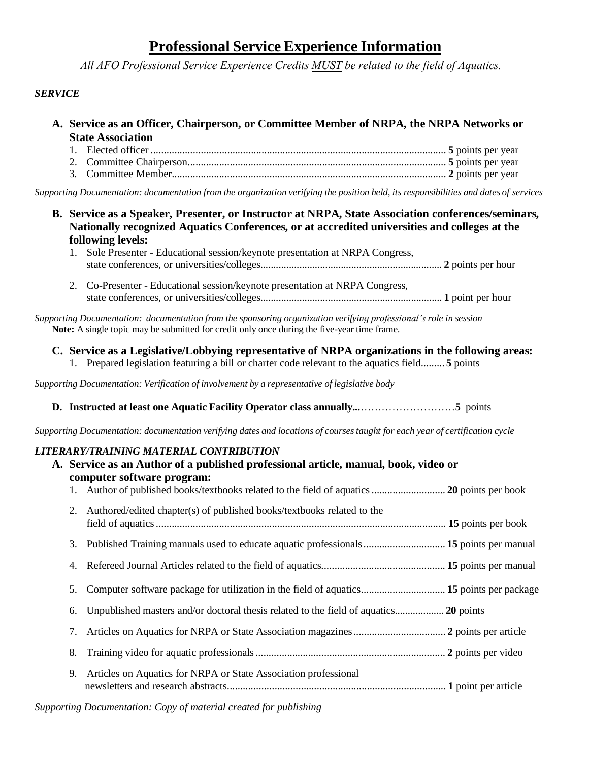# Professional Service Experience Information

*All AFO Professional Service Experience Credits MUST be related to the field of Aquatics.*

***SERVICE***

**A. Service as an Officer, Chairperson, or Committee Member of NRPA, the NRPA Networks or State Association**

1. Elected officer ............................................................. **5** points per year
2. Committee Chairperson.................................................... **5** points per year
3. Committee Member......................................................... **2** points per year

*Supporting Documentation: documentation from the organization verifying the position held, its responsibilities and dates of services*

**B. Service as a Speaker, Presenter, or Instructor at NRPA, State Association conferences/seminars, Nationally recognized Aquatics Conferences, or at accredited universities and colleges at the following levels:**

1. Sole Presenter - Educational session/keynote presentation at NRPA Congress, state conferences, or universities/colleges...................................... **2** points per hour
2. Co-Presenter - Educational session/keynote presentation at NRPA Congress, state conferences, or universities/colleges...................................... **1** point per hour

*Supporting Documentation: documentation from the sponsoring organization verifying professional's role in session*
**Note:** A single topic may be submitted for credit only once during the five-year time frame.

**C. Service as a Legislative/Lobbying representative of NRPA organizations in the following areas:**

1. Prepared legislation featuring a bill or charter code relevant to the aquatics field......... **5** points

*Supporting Documentation: Verification of involvement by a representative of legislative body*

**D. Instructed at least one Aquatic Facility Operator class annually...**……………………….**5** points

*Supporting Documentation: documentation verifying dates and locations of courses taught for each year of certification cycle*

***LITERARY/TRAINING MATERIAL CONTRIBUTION***

**A. Service as an Author of a published professional article, manual, book, video or computer software program:**

1. Author of published books/textbooks related to the field of aquatics ............................ **20** points per book
2. Authored/edited chapter(s) of published books/textbooks related to the field of aquatics ............................................................. **15** points per book
3. Published Training manuals used to educate aquatic professionals ............................... **15** points per manual
4. Refereed Journal Articles related to the field of aquatics............................................... **15** points per manual
5. Computer software package for utilization in the field of aquatics................................ **15** points per package
6. Unpublished masters and/or doctoral thesis related to the field of aquatics.................. **20** points
7. Articles on Aquatics for NRPA or State Association magazines ................................... **2** points per article
8. Training video for aquatic professionals ........................................................................ **2** points per video
9. Articles on Aquatics for NRPA or State Association professional newsletters and research abstracts.................................................................................. **1** point per article

*Supporting Documentation: Copy of material created for publishing*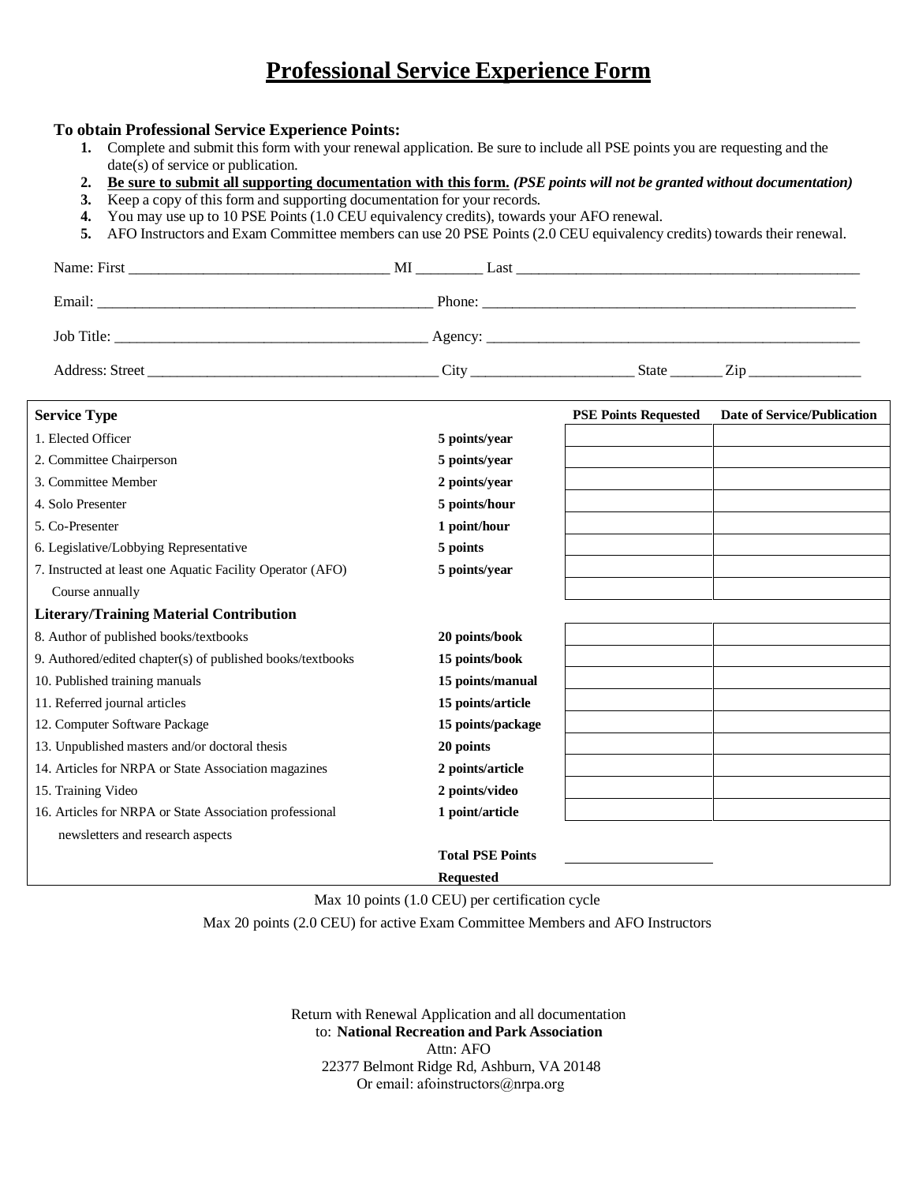# Professional Service Experience Form

**To obtain Professional Service Experience Points:**

1. Complete and submit this form with your renewal application. Be sure to include all PSE points you are requesting and the date(s) of service or publication.
2. **Be sure to submit all supporting documentation with this form.** ***(PSE points will not be granted without documentation)***
3. Keep a copy of this form and supporting documentation for your records.
4. You may use up to 10 PSE Points (1.0 CEU equivalency credits), towards your AFO renewal.
5. AFO Instructors and Exam Committee members can use 20 PSE Points (2.0 CEU equivalency credits) towards their renewal.

Name: First ________________________________ MI ________ Last ____________________________________________

Email: ____________________________________________ Phone: _______________________________________________

Job Title: ________________________________________ Agency: _______________________________________________

Address: Street ____________________________________ City _____________________ State _______ Zip _______________

| **Service Type** | | **PSE Points Requested** | **Date of Service/Publication** |
|---|---|---|---|
| 1. Elected Officer | **5 points/year** | | |
| 2. Committee Chairperson | **5 points/year** | | |
| 3. Committee Member | **2 points/year** | | |
| 4. Solo Presenter | **5 points/hour** | | |
| 5. Co-Presenter | **1 point/hour** | | |
| 6. Legislative/Lobbying Representative | **5 points** | | |
| 7. Instructed at least one Aquatic Facility Operator (AFO) Course annually | **5 points/year** | | |
| **Literary/Training Material Contribution** | | | |
| 8. Author of published books/textbooks | **20 points/book** | | |
| 9. Authored/edited chapter(s) of published books/textbooks | **15 points/book** | | |
| 10. Published training manuals | **15 points/manual** | | |
| 11. Referred journal articles | **15 points/article** | | |
| 12. Computer Software Package | **15 points/package** | | |
| 13. Unpublished masters and/or doctoral thesis | **20 points** | | |
| 14. Articles for NRPA or State Association magazines | **2 points/article** | | |
| 15. Training Video | **2 points/video** | | |
| 16. Articles for NRPA or State Association professional newsletters and research aspects | **1 point/article** | | |
| | **Total PSE Points Requested** | ____________________ | |

Max 10 points (1.0 CEU) per certification cycle

Max 20 points (2.0 CEU) for active Exam Committee Members and AFO Instructors

Return with Renewal Application and all documentation
to: **National Recreation and Park Association**
Attn: AFO
22377 Belmont Ridge Rd, Ashburn, VA 20148
Or email: afoinstructors@nrpa.org